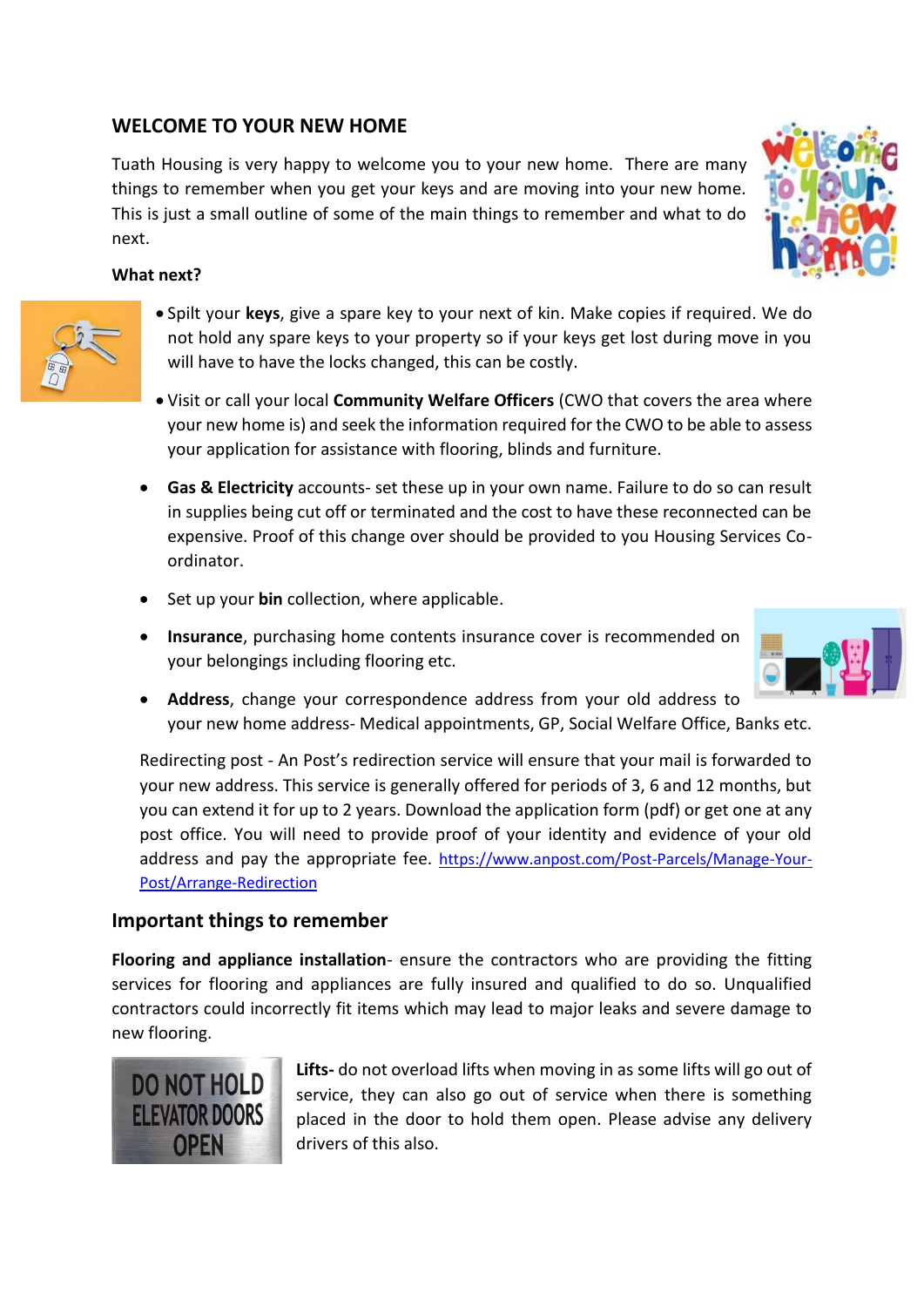## WELCOME TO YOUR NEW HOME

Tuath Housing is very happy to welcome you to your new home. There are many things to remember when you get your keys and are moving into your new home. This is just a small outline of some of the main things to remember and what to do next.

**What next?**

- Spilt your **keys**, give a spare key to your next of kin. Make copies if required. We do not hold any spare keys to your property so if your keys get lost during move in you will have to have the locks changed, this can be costly.
- Visit or call your local **Community Welfare Officers** (CWO that covers the area where your new home is) and seek the information required for the CWO to be able to assess your application for assistance with flooring, blinds and furniture.
- **Gas & Electricity** accounts- set these up in your own name. Failure to do so can result in supplies being cut off or terminated and the cost to have these reconnected can be expensive. Proof of this change over should be provided to you Housing Services Co-ordinator.
- Set up your **bin** collection, where applicable.
- **Insurance**, purchasing home contents insurance cover is recommended on your belongings including flooring etc.
- **Address**, change your correspondence address from your old address to your new home address- Medical appointments, GP, Social Welfare Office, Banks etc.

Redirecting post - An Post's redirection service will ensure that your mail is forwarded to your new address. This service is generally offered for periods of 3, 6 and 12 months, but you can extend it for up to 2 years. Download the application form (pdf) or get one at any post office. You will need to provide proof of your identity and evidence of your old address and pay the appropriate fee. https://www.anpost.com/Post-Parcels/Manage-Your-Post/Arrange-Redirection

## Important things to remember

**Flooring and appliance installation**- ensure the contractors who are providing the fitting services for flooring and appliances are fully insured and qualified to do so. Unqualified contractors could incorrectly fit items which may lead to major leaks and severe damage to new flooring.

**Lifts-** do not overload lifts when moving in as some lifts will go out of service, they can also go out of service when there is something placed in the door to hold them open. Please advise any delivery drivers of this also.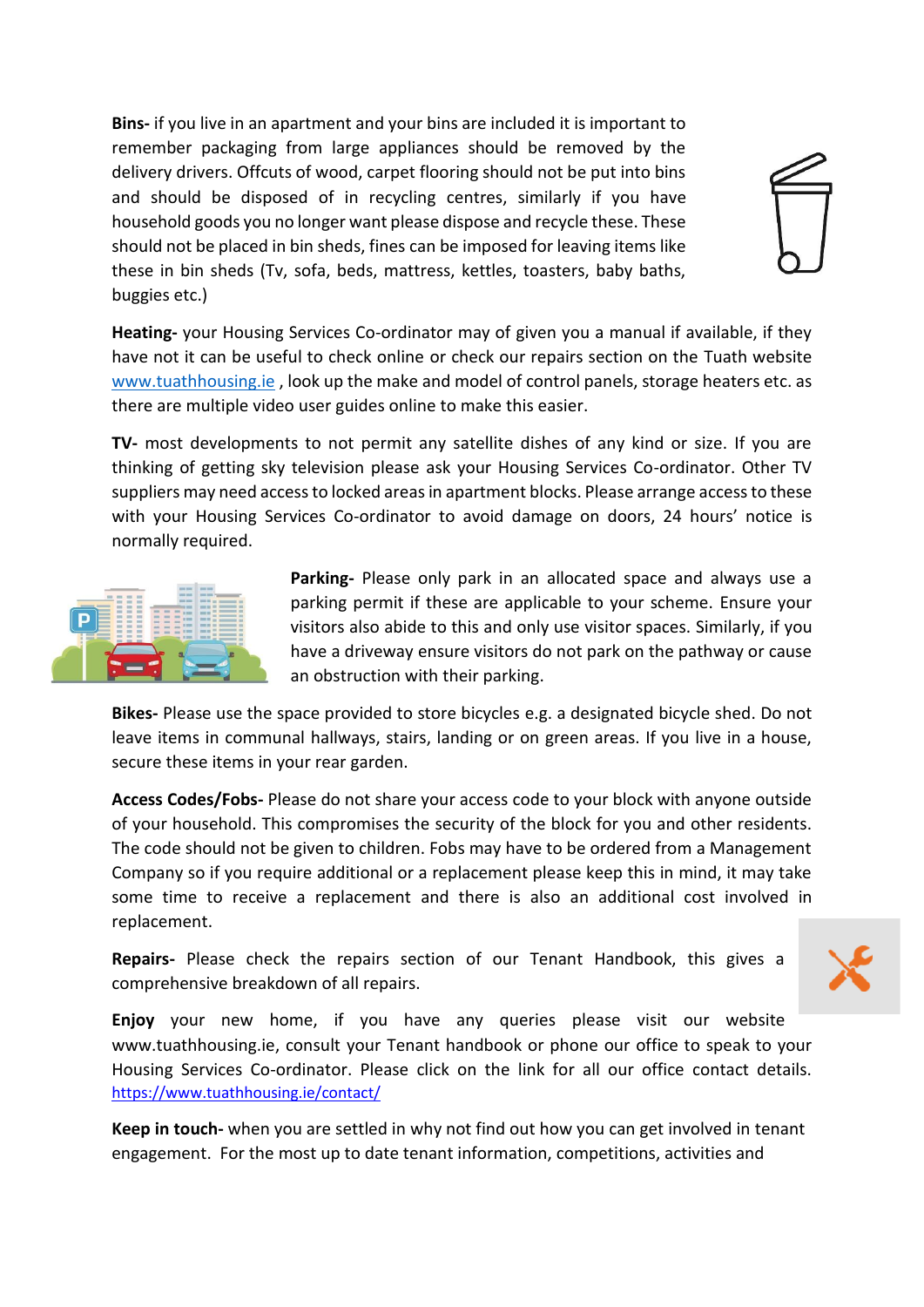**Bins-** if you live in an apartment and your bins are included it is important to remember packaging from large appliances should be removed by the delivery drivers. Offcuts of wood, carpet flooring should not be put into bins and should be disposed of in recycling centres, similarly if you have household goods you no longer want please dispose and recycle these. These should not be placed in bin sheds, fines can be imposed for leaving items like these in bin sheds (Tv, sofa, beds, mattress, kettles, toasters, baby baths, buggies etc.)

**Heating-** your Housing Services Co-ordinator may of given you a manual if available, if they have not it can be useful to check online or check our repairs section on the Tuath website www.tuathhousing.ie , look up the make and model of control panels, storage heaters etc. as there are multiple video user guides online to make this easier.

**TV-** most developments to not permit any satellite dishes of any kind or size. If you are thinking of getting sky television please ask your Housing Services Co-ordinator. Other TV suppliers may need access to locked areas in apartment blocks. Please arrange access to these with your Housing Services Co-ordinator to avoid damage on doors, 24 hours' notice is normally required.

**Parking-** Please only park in an allocated space and always use a parking permit if these are applicable to your scheme. Ensure your visitors also abide to this and only use visitor spaces. Similarly, if you have a driveway ensure visitors do not park on the pathway or cause an obstruction with their parking.

**Bikes-** Please use the space provided to store bicycles e.g. a designated bicycle shed. Do not leave items in communal hallways, stairs, landing or on green areas. If you live in a house, secure these items in your rear garden.

**Access Codes/Fobs-** Please do not share your access code to your block with anyone outside of your household. This compromises the security of the block for you and other residents. The code should not be given to children. Fobs may have to be ordered from a Management Company so if you require additional or a replacement please keep this in mind, it may take some time to receive a replacement and there is also an additional cost involved in replacement.

**Repairs-** Please check the repairs section of our Tenant Handbook, this gives a comprehensive breakdown of all repairs.

**Enjoy** your new home, if you have any queries please visit our website www.tuathhousing.ie, consult your Tenant handbook or phone our office to speak to your Housing Services Co-ordinator. Please click on the link for all our office contact details. https://www.tuathhousing.ie/contact/

**Keep in touch-** when you are settled in why not find out how you can get involved in tenant engagement. For the most up to date tenant information, competitions, activities and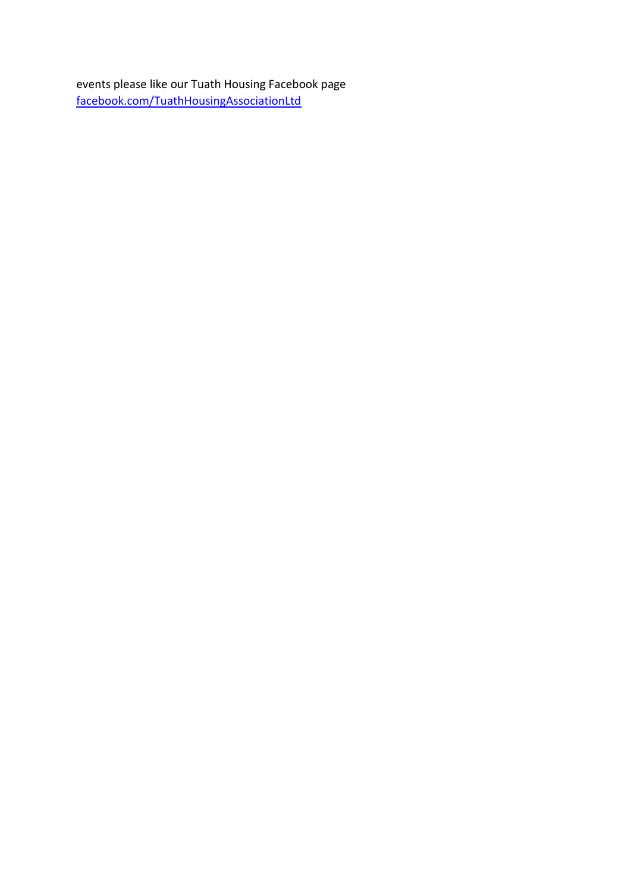events please like our Tuath Housing Facebook page
[facebook.com/TuathHousingAssociationLtd](https://facebook.com/TuathHousingAssociationLtd)